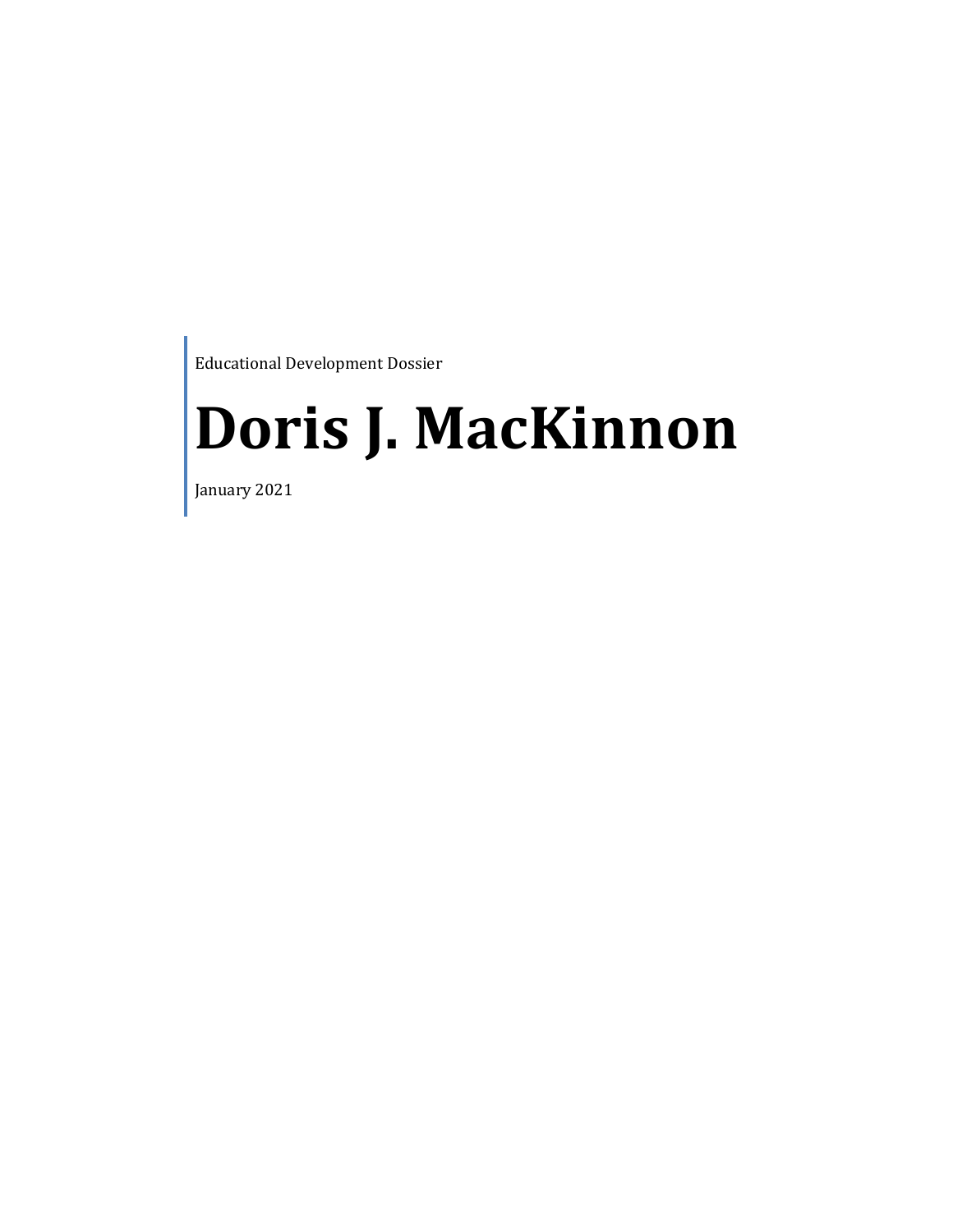Educational Development Dossier

# Doris J. MacKinnon

January 2021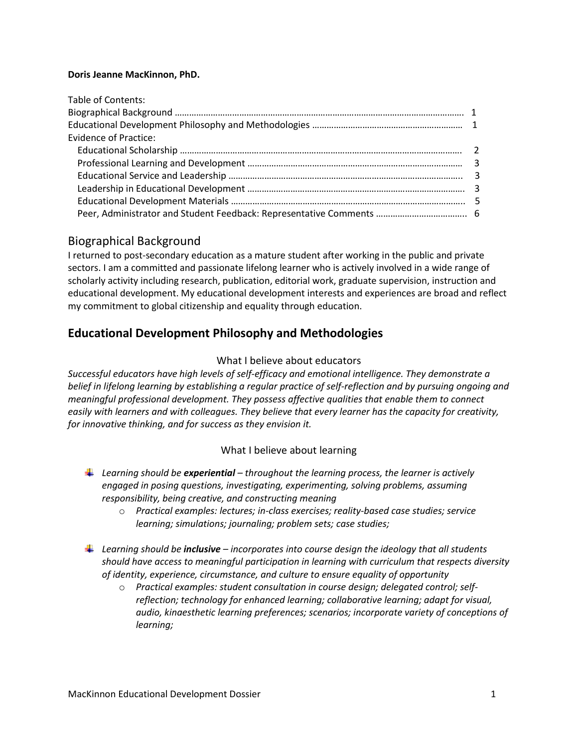**Doris Jeanne MacKinnon, PhD.**

Table of Contents:

Biographical Background …………………………………………………………………………………………………… 1

Educational Development Philosophy and Methodologies ……………………………………………………… 1

Evidence of Practice:

- Educational Scholarship ……………………………………………………………………………………………. 2
- Professional Learning and Development ……………………………………………………………………… 3
- Educational Service and Leadership …………………………………………………………………………….. 3
- Leadership in Educational Development ……………………………………………………………………… 3
- Educational Development Materials ……………………………………………………………………………. 5
- Peer, Administrator and Student Feedback: Representative Comments ………………………………. 6

## Biographical Background

I returned to post-secondary education as a mature student after working in the public and private sectors. I am a committed and passionate lifelong learner who is actively involved in a wide range of scholarly activity including research, publication, editorial work, graduate supervision, instruction and educational development. My educational development interests and experiences are broad and reflect my commitment to global citizenship and equality through education.

## Educational Development Philosophy and Methodologies

### What I believe about educators

*Successful educators have high levels of self-efficacy and emotional intelligence. They demonstrate a belief in lifelong learning by establishing a regular practice of self-reflection and by pursuing ongoing and meaningful professional development. They possess affective qualities that enable them to connect easily with learners and with colleagues. They believe that every learner has the capacity for creativity, for innovative thinking, and for success as they envision it.*

### What I believe about learning

- *Learning should be* ***experiential*** *– throughout the learning process, the learner is actively engaged in posing questions, investigating, experimenting, solving problems, assuming responsibility, being creative, and constructing meaning*
  - *Practical examples: lectures; in-class exercises; reality-based case studies; service learning; simulations; journaling; problem sets; case studies;*

- *Learning should be* ***inclusive*** *– incorporates into course design the ideology that all students should have access to meaningful participation in learning with curriculum that respects diversity of identity, experience, circumstance, and culture to ensure equality of opportunity*
  - *Practical examples: student consultation in course design; delegated control; self-reflection; technology for enhanced learning; collaborative learning; adapt for visual, audio, kinaesthetic learning preferences; scenarios; incorporate variety of conceptions of learning;*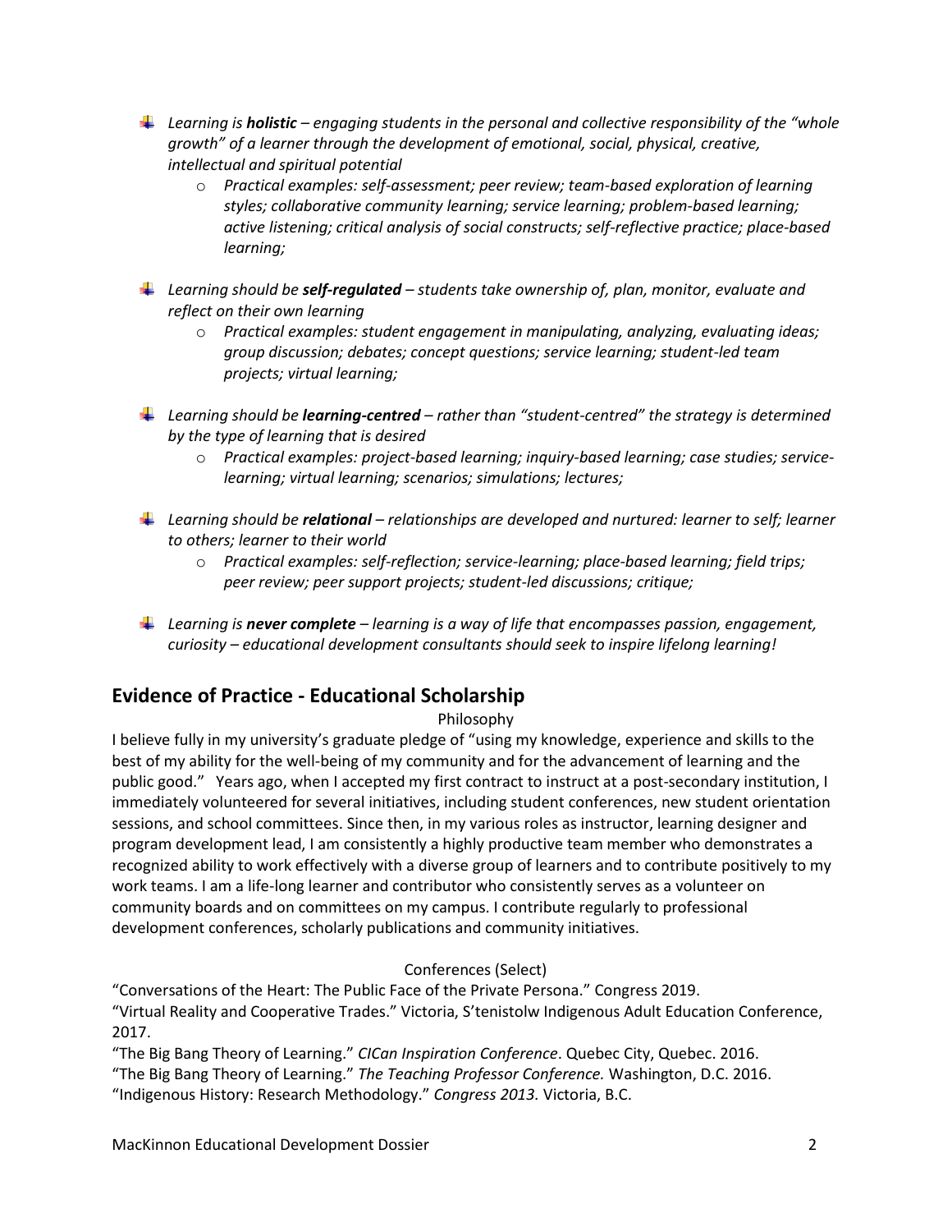- *Learning is **holistic** – engaging students in the personal and collective responsibility of the "whole growth" of a learner through the development of emotional, social, physical, creative, intellectual and spiritual potential*
    - *Practical examples: self-assessment; peer review; team-based exploration of learning styles; collaborative community learning; service learning; problem-based learning; active listening; critical analysis of social constructs; self-reflective practice; place-based learning;*

- *Learning should be **self-regulated** – students take ownership of, plan, monitor, evaluate and reflect on their own learning*
    - *Practical examples: student engagement in manipulating, analyzing, evaluating ideas; group discussion; debates; concept questions; service learning; student-led team projects; virtual learning;*

- *Learning should be **learning-centred** – rather than "student-centred" the strategy is determined by the type of learning that is desired*
    - *Practical examples: project-based learning; inquiry-based learning; case studies; service-learning; virtual learning; scenarios; simulations; lectures;*

- *Learning should be **relational** – relationships are developed and nurtured: learner to self; learner to others; learner to their world*
    - *Practical examples: self-reflection; service-learning; place-based learning; field trips; peer review; peer support projects; student-led discussions; critique;*

- *Learning is **never complete** – learning is a way of life that encompasses passion, engagement, curiosity – educational development consultants should seek to inspire lifelong learning!*

## Evidence of Practice - Educational Scholarship

Philosophy

I believe fully in my university's graduate pledge of "using my knowledge, experience and skills to the best of my ability for the well-being of my community and for the advancement of learning and the public good." Years ago, when I accepted my first contract to instruct at a post-secondary institution, I immediately volunteered for several initiatives, including student conferences, new student orientation sessions, and school committees. Since then, in my various roles as instructor, learning designer and program development lead, I am consistently a highly productive team member who demonstrates a recognized ability to work effectively with a diverse group of learners and to contribute positively to my work teams. I am a life-long learner and contributor who consistently serves as a volunteer on community boards and on committees on my campus. I contribute regularly to professional development conferences, scholarly publications and community initiatives.

Conferences (Select)

"Conversations of the Heart: The Public Face of the Private Persona." Congress 2019.

"Virtual Reality and Cooperative Trades." Victoria, S'tenistolw Indigenous Adult Education Conference, 2017.

"The Big Bang Theory of Learning." *CICan Inspiration Conference*. Quebec City, Quebec. 2016.

"The Big Bang Theory of Learning." *The Teaching Professor Conference.* Washington, D.C. 2016.

"Indigenous History: Research Methodology." *Congress 2013.* Victoria, B.C.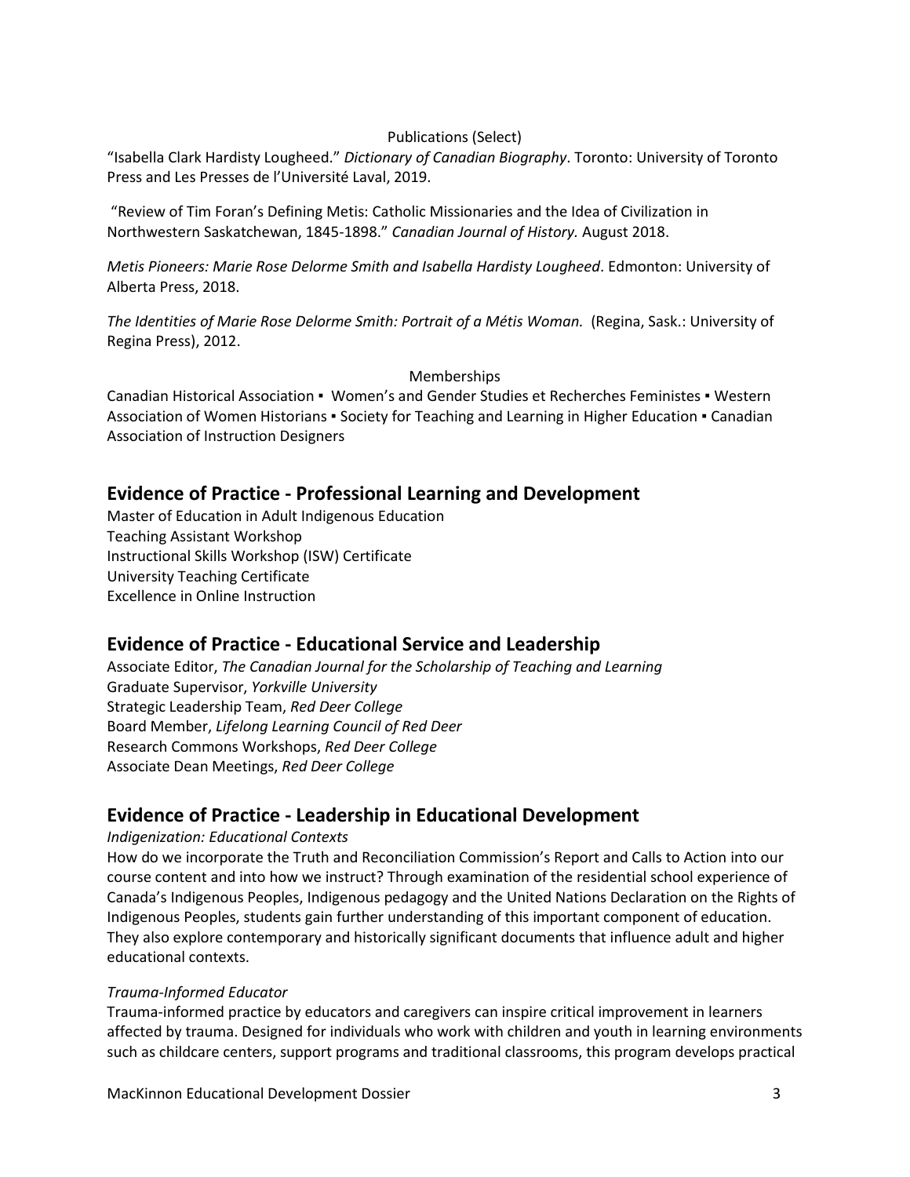### Publications (Select)

"Isabella Clark Hardisty Lougheed." *Dictionary of Canadian Biography*. Toronto: University of Toronto Press and Les Presses de l'Université Laval, 2019.

"Review of Tim Foran's Defining Metis: Catholic Missionaries and the Idea of Civilization in Northwestern Saskatchewan, 1845-1898." *Canadian Journal of History.* August 2018.

*Metis Pioneers: Marie Rose Delorme Smith and Isabella Hardisty Lougheed*. Edmonton: University of Alberta Press, 2018.

*The Identities of Marie Rose Delorme Smith: Portrait of a Métis Woman.* (Regina, Sask.: University of Regina Press), 2012.

### Memberships

Canadian Historical Association ▪ Women's and Gender Studies et Recherches Feministes ▪ Western Association of Women Historians ▪ Society for Teaching and Learning in Higher Education ▪ Canadian Association of Instruction Designers

## Evidence of Practice - Professional Learning and Development

Master of Education in Adult Indigenous Education
Teaching Assistant Workshop
Instructional Skills Workshop (ISW) Certificate
University Teaching Certificate
Excellence in Online Instruction

## Evidence of Practice - Educational Service and Leadership

Associate Editor, *The Canadian Journal for the Scholarship of Teaching and Learning*
Graduate Supervisor, *Yorkville University*
Strategic Leadership Team, *Red Deer College*
Board Member, *Lifelong Learning Council of Red Deer*
Research Commons Workshops, *Red Deer College*
Associate Dean Meetings, *Red Deer College*

## Evidence of Practice - Leadership in Educational Development

*Indigenization: Educational Contexts*

How do we incorporate the Truth and Reconciliation Commission's Report and Calls to Action into our course content and into how we instruct? Through examination of the residential school experience of Canada's Indigenous Peoples, Indigenous pedagogy and the United Nations Declaration on the Rights of Indigenous Peoples, students gain further understanding of this important component of education. They also explore contemporary and historically significant documents that influence adult and higher educational contexts.

*Trauma-Informed Educator*

Trauma-informed practice by educators and caregivers can inspire critical improvement in learners affected by trauma. Designed for individuals who work with children and youth in learning environments such as childcare centers, support programs and traditional classrooms, this program develops practical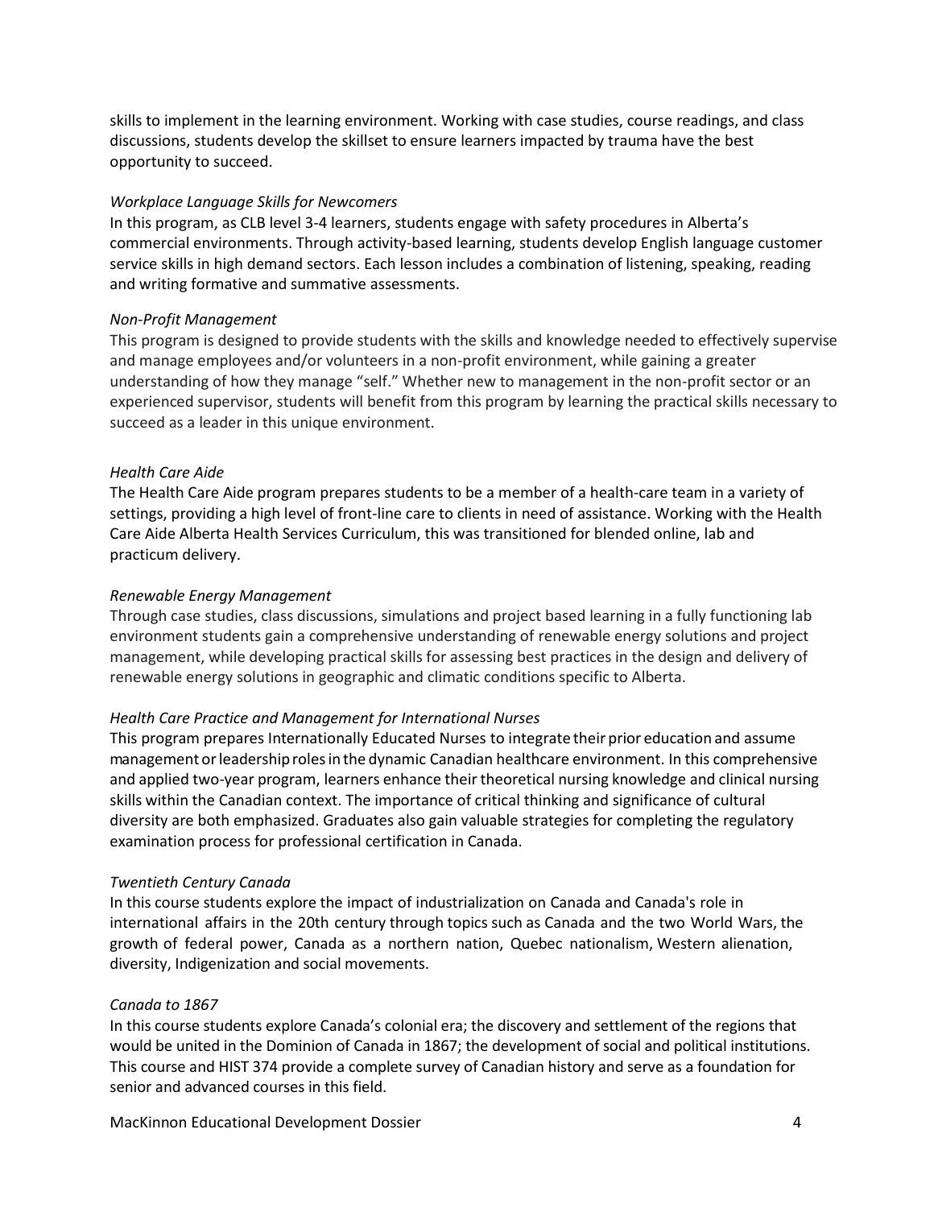skills to implement in the learning environment. Working with case studies, course readings, and class discussions, students develop the skillset to ensure learners impacted by trauma have the best opportunity to succeed.

*Workplace Language Skills for Newcomers*

In this program, as CLB level 3-4 learners, students engage with safety procedures in Alberta's commercial environments. Through activity-based learning, students develop English language customer service skills in high demand sectors. Each lesson includes a combination of listening, speaking, reading and writing formative and summative assessments.

*Non-Profit Management*

This program is designed to provide students with the skills and knowledge needed to effectively supervise and manage employees and/or volunteers in a non-profit environment, while gaining a greater understanding of how they manage "self." Whether new to management in the non-profit sector or an experienced supervisor, students will benefit from this program by learning the practical skills necessary to succeed as a leader in this unique environment.

*Health Care Aide*

The Health Care Aide program prepares students to be a member of a health-care team in a variety of settings, providing a high level of front-line care to clients in need of assistance. Working with the Health Care Aide Alberta Health Services Curriculum, this was transitioned for blended online, lab and practicum delivery.

*Renewable Energy Management*

Through case studies, class discussions, simulations and project based learning in a fully functioning lab environment students gain a comprehensive understanding of renewable energy solutions and project management, while developing practical skills for assessing best practices in the design and delivery of renewable energy solutions in geographic and climatic conditions specific to Alberta.

*Health Care Practice and Management for International Nurses*

This program prepares Internationally Educated Nurses to integrate their prior education and assume management or leadership roles in the dynamic Canadian healthcare environment. In this comprehensive and applied two-year program, learners enhance their theoretical nursing knowledge and clinical nursing skills within the Canadian context. The importance of critical thinking and significance of cultural diversity are both emphasized. Graduates also gain valuable strategies for completing the regulatory examination process for professional certification in Canada.

*Twentieth Century Canada*

In this course students explore the impact of industrialization on Canada and Canada's role in international affairs in the 20th century through topics such as Canada and the two World Wars, the growth of federal power, Canada as a northern nation, Quebec nationalism, Western alienation, diversity, Indigenization and social movements.

*Canada to 1867*

In this course students explore Canada's colonial era; the discovery and settlement of the regions that would be united in the Dominion of Canada in 1867; the development of social and political institutions. This course and HIST 374 provide a complete survey of Canadian history and serve as a foundation for senior and advanced courses in this field.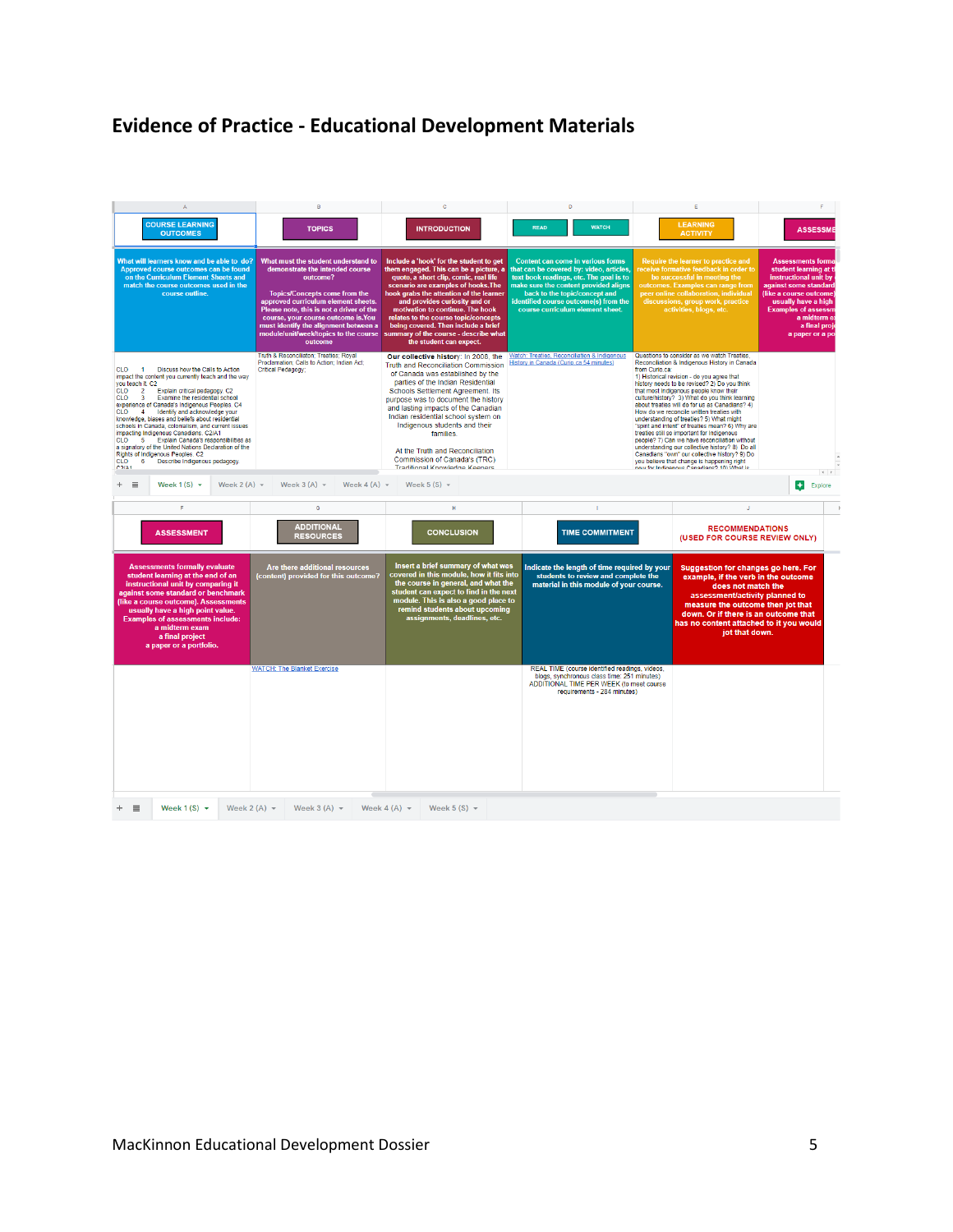## Evidence of Practice - Educational Development Materials

| COURSE LEARNING OUTCOMES | TOPICS | INTRODUCTION | READ / WATCH | LEARNING ACTIVITY | ASSESSME |
|---|---|---|---|---|---|
| What will learners know and be able to do? Approved course outcomes can be found on the Curriculum Element Sheets and match the course outcomes used in the course outline. | What must the student understand to demonstrate the intended course outcome? Topics/Concepts come from the approved curriculum element sheets. Please note, this is not a driver of the course, your course outcome is.You must identify the alignment between a module/unit/week/topics to the course outcome | Include a 'hook' for the student to get them engaged. This can be a picture, a quote, a short clip, comic, real life scenario are examples of hooks.The hook grabs the attention of the learner and provides curiosity and or motivation to continue. The hook relates to the course topic/concepts being covered. Then include a brief summary of the course - describe what the student can expect. | Content can come in various forms that can be covered by: video, articles, text book readings, etc. The goal is to make sure the content provided aligns back to the topic/concept and identified course outcome(s) from the course curriculum element sheet. | Require the learner to practice and receive formative feedback in order to be successful in meeting the outcomes. Examples can range from peer online collaboration, individual discussions, group work, practice activities, blogs, etc. | Assessments forma student learning at t instructional unit by against some standard (like a course outcome) usually have a high Examples of assessm a midterm e a final proj a paper or a po |
| CLO 1 Discuss how the Calls to Action impact the content you currently teach and the way you teach it. C2<br>CLO 2 Explain critical pedagogy. C2<br>CLO 3 Examine the residential school experience of Canada's Indigenous Peoples. C4<br>CLO 4 Identify and acknowledge your knowledge, biases and beliefs about residential schools in Canada, colonialism, and current issues impacting Indigenous Canadians. C2/A1<br>CLO 5 Explain Canada's responsibilities as a signatory of the United Nations Declaration of the Rights of Indigenous Peoples. C2<br>CLO 6 Describe Indigenous pedagogy. C2/A1 | Truth & Reconciliation; Treaties; Royal Proclamation; Calls to Action; Indian Act; Critical Pedagogy; | **Our collective history**: In 2006, the Truth and Reconciliation Commission of Canada was established by the parties of the Indian Residential Schools Settlement Agreement. Its purpose was to document the history and lasting impacts of the Canadian Indian residential school system on Indigenous students and their families.<br><br>At the Truth and Reconciliation Commission of Canada's (TRC) Traditional Knowledge Keepers | Watch: Treaties, Reconciliation & Indigenous History in Canada (Curio ca 54 minutes) | Questions to consider as we watch Treaties, Reconciliation & Indigenous History in Canada from Curio.ca:<br>1) Historical revision - do you agree that history needs to be revised? 2) Do you think that most Indigenous people know their culture/history? 3) What do you think learning about treaties will do for us as Canadians? 4) How do we reconcile written treaties with understanding of treaties? 5) What might "spirit and intent" of treaties mean? 6) Why are treaties still so important for Indigenous people? 7) Can we have reconciliation without understanding our collective history? 8) Do all Canadians "own" our collective history? 9) Do you believe that change is happening right now for Indigenous Canadians? 10) What is | |

Week 1 (S) | Week 2 (A) | Week 3 (A) | Week 4 (A) | Week 5 (S)

| ASSESSMENT | ADDITIONAL RESOURCES | CONCLUSION | TIME COMMITMENT | RECOMMENDATIONS (USED FOR COURSE REVIEW ONLY) |
|---|---|---|---|---|
| Assessments formally evaluate student learning at the end of an instructional unit by comparing it against some standard or benchmark (like a course outcome). Assessments usually have a high point value. Examples of assessments include: a midterm exam a final project a paper or a portfolio. | Are there additional resources (content) provided for this outcome? | Insert a brief summary of what was covered in this module, how it fits into the course in general, and what the student can expect to find in the next module. This is also a good place to remind students about upcoming assignments, deadlines, etc. | Indicate the length of time required by your students to review and complete the material in this module of your course. | Suggestion for changes go here. For example, if the verb in the outcome does not match the assessment/activity planned to measure the outcome then jot that down. Or if there is an outcome that has no content attached to it you would jot that down. |
| | WATCH: The Blanket Exercise | | REAL TIME (course identified readings, videos, blogs, synchronous class time: 251 minutes)<br>ADDITIONAL TIME PER WEEK (to meet course requirements - 284 minutes) | |

Week 1 (S) | Week 2 (A) | Week 3 (A) | Week 4 (A) | Week 5 (S)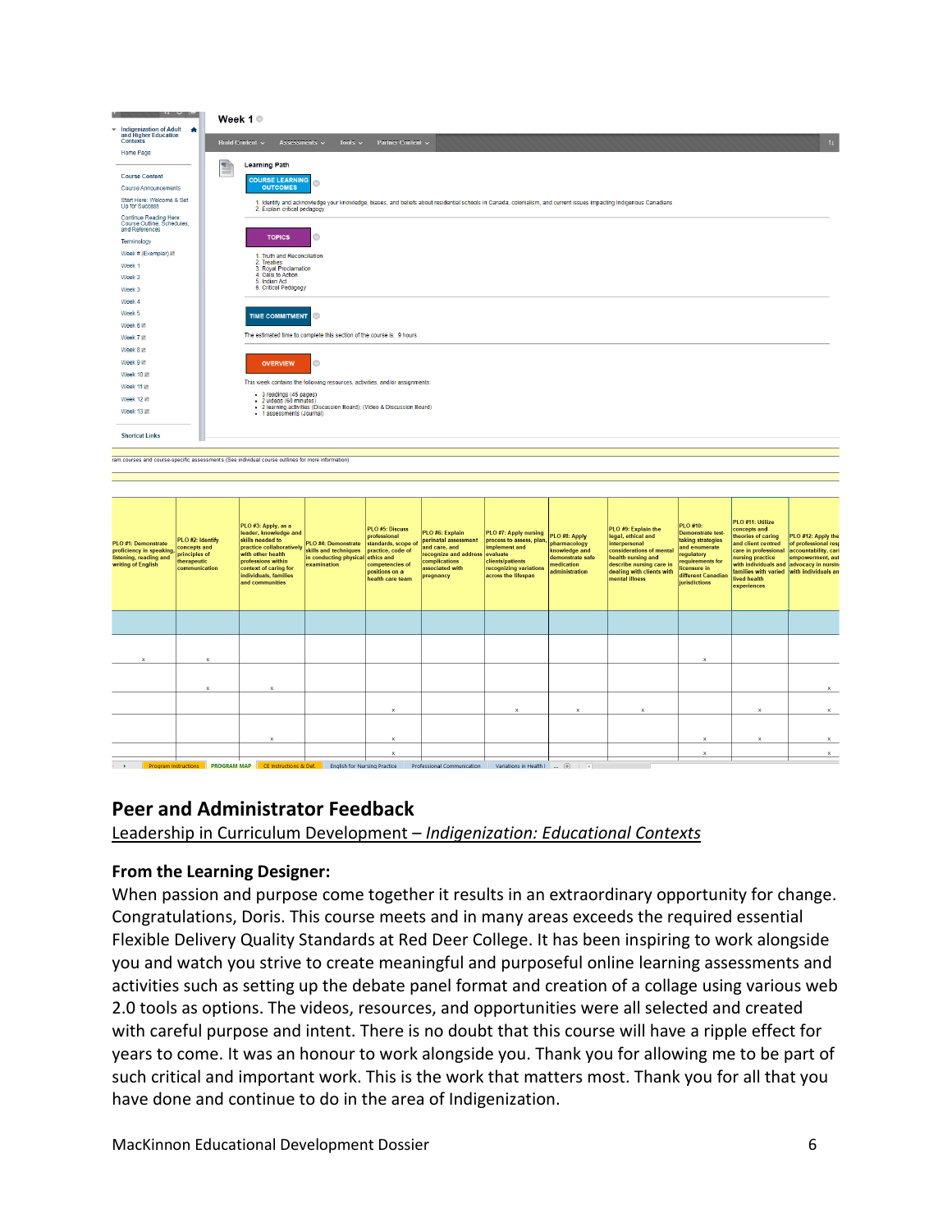Week 1

Learning Path

COURSE LEARNING OUTCOMES

1. Identify and acknowledge your knowledge, biases, and beliefs about residential schools in Canada, colonialism, and current issues impacting Indigenous Canadians
2. Explain critical pedagogy

TOPICS

1. Truth and Reconciliation
2. Treaties
3. Royal Proclamation
4. Calls to Action
5. Indian Act
6. Critical Pedagogy

TIME COMMITMENT

The estimated time to complete this section of the course is: 9 hours

OVERVIEW

This week contains the following resources, activities, and/or assignments:

- 3 readings (45 pages)
- 2 videos (60 minutes)
- 2 learning activities (Discussion Board); (Video & Discussion Board)
- 1 assessments (Journal)

ram courses and course-specific assessments (See individual course outlines for more information)

| PLO #1: Demonstrate proficiency in speaking, listening, reading and writing of English | PLO #2: Identify concepts and principles of therapeutic communication | PLO #3: Apply, as a leader, knowledge and skills needed to practice collaboratively with other health professions within context of caring for individuals, families and communities | PLO #4: Demonstrate skills and techniques in conducting physical examination | PLO #5: Discuss professional standards, scope of practice, code of ethics and competencies of positions on a health care team | PLO #6: Explain perinatal assessment and care, and recognize and address complications associated with pregnancy | PLO #7: Apply nursing process to assess, plan, implement and evaluate clients/patients recognizing variations across the lifespan | PLO #8: Apply pharmacology knowledge and demonstrate safe medication administration | PLO #9: Explain the legal, ethical and interpersonal considerations of mental health nursing and describe nursing care in dealing with clients with mental illness | PLO #10: Demonstrate test-taking strategies and enumerate regulatory requirements for licensure in different Canadian jurisdictions | PLO #11: Utilize concepts and theories of caring and client centred care in professional nursing practice with individuals and families with varied lived health experiences | PLO #12: Apply the ... of professional resp... accountability, cari... empowerment, aut... advocacy in nursin... with individuals an... |
|---|---|---|---|---|---|---|---|---|---|---|---|
| | | | | | | | | | | | |
| x | x | | | | | | | | x | | |
| | x | x | | | | | | | | | x |
| | | | | x | | x | x | x | | x | x |
| | | x | | x | | | | | x | x | x |
| | | | | x | | | | | x | | x |

Program Instructions | PROGRAM MAP | CE Instructions & Def. | English for Nursing Practice | Professional Communication | Variations in Health I

## Peer and Administrator Feedback

Leadership in Curriculum Development – *Indigenization: Educational Contexts*

### From the Learning Designer:

When passion and purpose come together it results in an extraordinary opportunity for change. Congratulations, Doris. This course meets and in many areas exceeds the required essential Flexible Delivery Quality Standards at Red Deer College. It has been inspiring to work alongside you and watch you strive to create meaningful and purposeful online learning assessments and activities such as setting up the debate panel format and creation of a collage using various web 2.0 tools as options. The videos, resources, and opportunities were all selected and created with careful purpose and intent. There is no doubt that this course will have a ripple effect for years to come. It was an honour to work alongside you. Thank you for allowing me to be part of such critical and important work. This is the work that matters most. Thank you for all that you have done and continue to do in the area of Indigenization.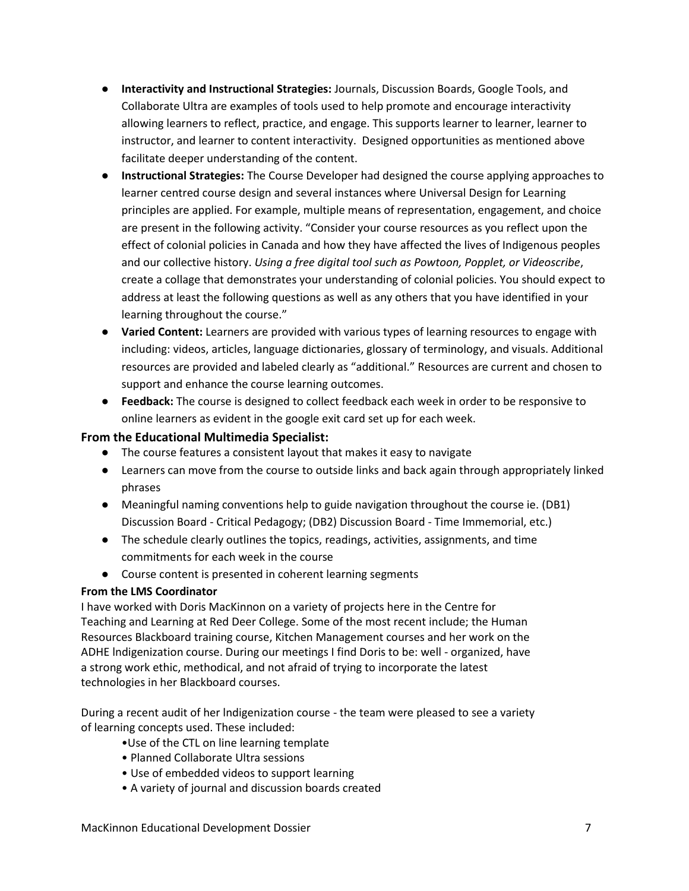- **Interactivity and Instructional Strategies:** Journals, Discussion Boards, Google Tools, and Collaborate Ultra are examples of tools used to help promote and encourage interactivity allowing learners to reflect, practice, and engage. This supports learner to learner, learner to instructor, and learner to content interactivity. Designed opportunities as mentioned above facilitate deeper understanding of the content.
- **Instructional Strategies:** The Course Developer had designed the course applying approaches to learner centred course design and several instances where Universal Design for Learning principles are applied. For example, multiple means of representation, engagement, and choice are present in the following activity. "Consider your course resources as you reflect upon the effect of colonial policies in Canada and how they have affected the lives of Indigenous peoples and our collective history. *Using a free digital tool such as Powtoon, Popplet, or Videoscribe*, create a collage that demonstrates your understanding of colonial policies. You should expect to address at least the following questions as well as any others that you have identified in your learning throughout the course."
- **Varied Content:** Learners are provided with various types of learning resources to engage with including: videos, articles, language dictionaries, glossary of terminology, and visuals. Additional resources are provided and labeled clearly as "additional." Resources are current and chosen to support and enhance the course learning outcomes.
- **Feedback:** The course is designed to collect feedback each week in order to be responsive to online learners as evident in the google exit card set up for each week.

### From the Educational Multimedia Specialist:

- The course features a consistent layout that makes it easy to navigate
- Learners can move from the course to outside links and back again through appropriately linked phrases
- Meaningful naming conventions help to guide navigation throughout the course ie. (DB1) Discussion Board - Critical Pedagogy; (DB2) Discussion Board - Time Immemorial, etc.)
- The schedule clearly outlines the topics, readings, activities, assignments, and time commitments for each week in the course
- Course content is presented in coherent learning segments

**From the LMS Coordinator**

I have worked with Doris MacKinnon on a variety of projects here in the Centre for Teaching and Learning at Red Deer College. Some of the most recent include; the Human Resources Blackboard training course, Kitchen Management courses and her work on the ADHE lndigenization course. During our meetings I find Doris to be: well - organized, have a strong work ethic, methodical, and not afraid of trying to incorporate the latest technologies in her Blackboard courses.

During a recent audit of her lndigenization course - the team were pleased to see a variety of learning concepts used. These included:

- Use of the CTL on line learning template
- Planned Collaborate Ultra sessions
- Use of embedded videos to support learning
- A variety of journal and discussion boards created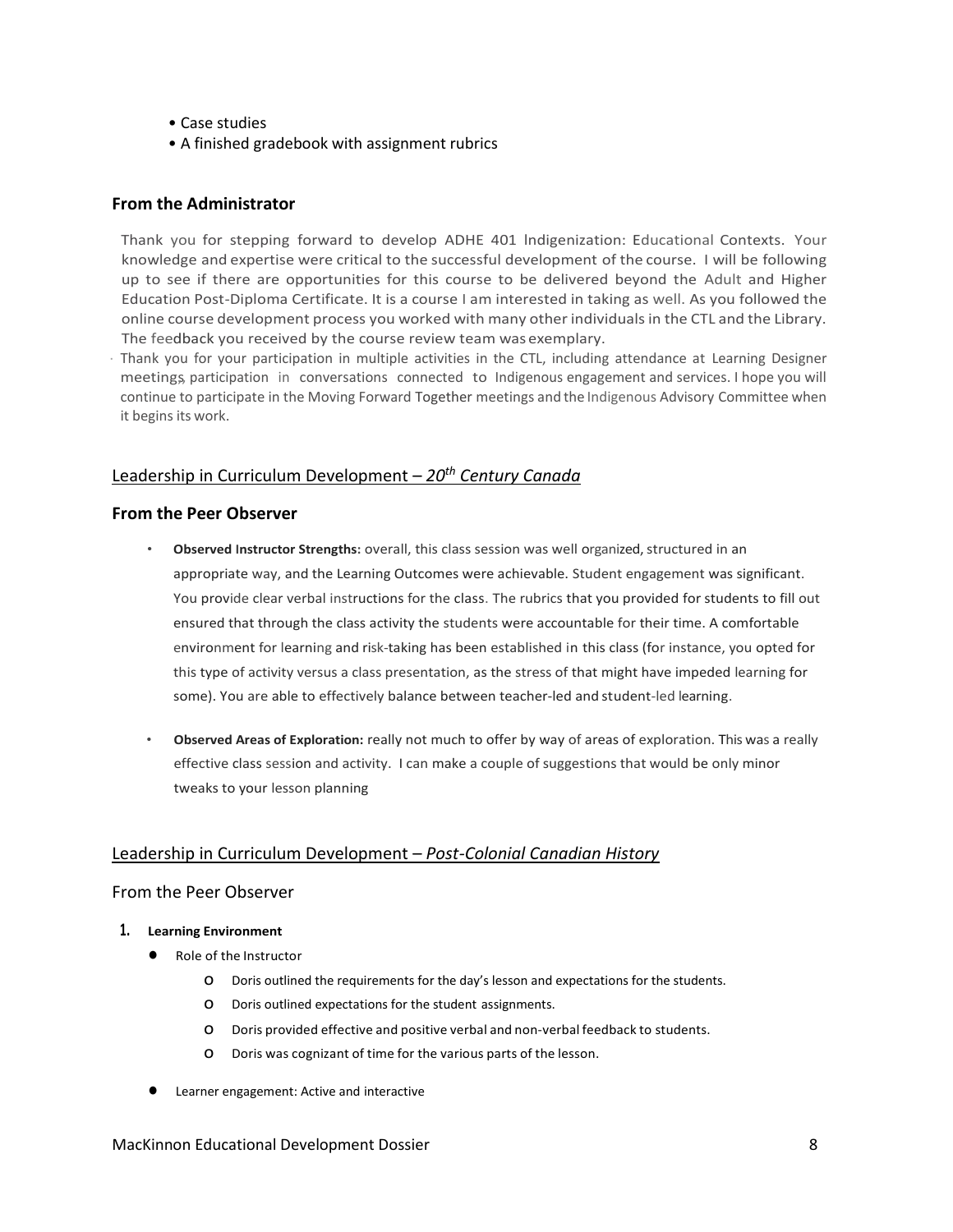- Case studies
- A finished gradebook with assignment rubrics

### From the Administrator

Thank you for stepping forward to develop ADHE 401 Indigenization: Educational Contexts. Your knowledge and expertise were critical to the successful development of the course. I will be following up to see if there are opportunities for this course to be delivered beyond the Adult and Higher Education Post-Diploma Certificate. It is a course I am interested in taking as well. As you followed the online course development process you worked with many other individuals in the CTL and the Library. The feedback you received by the course review team was exemplary.

Thank you for your participation in multiple activities in the CTL, including attendance at Learning Designer meetings, participation in conversations connected to Indigenous engagement and services. I hope you will continue to participate in the Moving Forward Together meetings and the Indigenous Advisory Committee when it begins its work.

## Leadership in Curriculum Development – *20th Century Canada*

### From the Peer Observer

- **Observed Instructor Strengths:** overall, this class session was well organized, structured in an appropriate way, and the Learning Outcomes were achievable. Student engagement was significant. You provide clear verbal instructions for the class. The rubrics that you provided for students to fill out ensured that through the class activity the students were accountable for their time. A comfortable environment for learning and risk-taking has been established in this class (for instance, you opted for this type of activity versus a class presentation, as the stress of that might have impeded learning for some). You are able to effectively balance between teacher-led and student-led learning.

- **Observed Areas of Exploration:** really not much to offer by way of areas of exploration. This was a really effective class session and activity. I can make a couple of suggestions that would be only minor tweaks to your lesson planning

## Leadership in Curriculum Development – *Post-Colonial Canadian History*

### From the Peer Observer

1. **Learning Environment**
   - Role of the Instructor
     - Doris outlined the requirements for the day's lesson and expectations for the students.
     - Doris outlined expectations for the student assignments.
     - Doris provided effective and positive verbal and non-verbal feedback to students.
     - Doris was cognizant of time for the various parts of the lesson.
   - Learner engagement: Active and interactive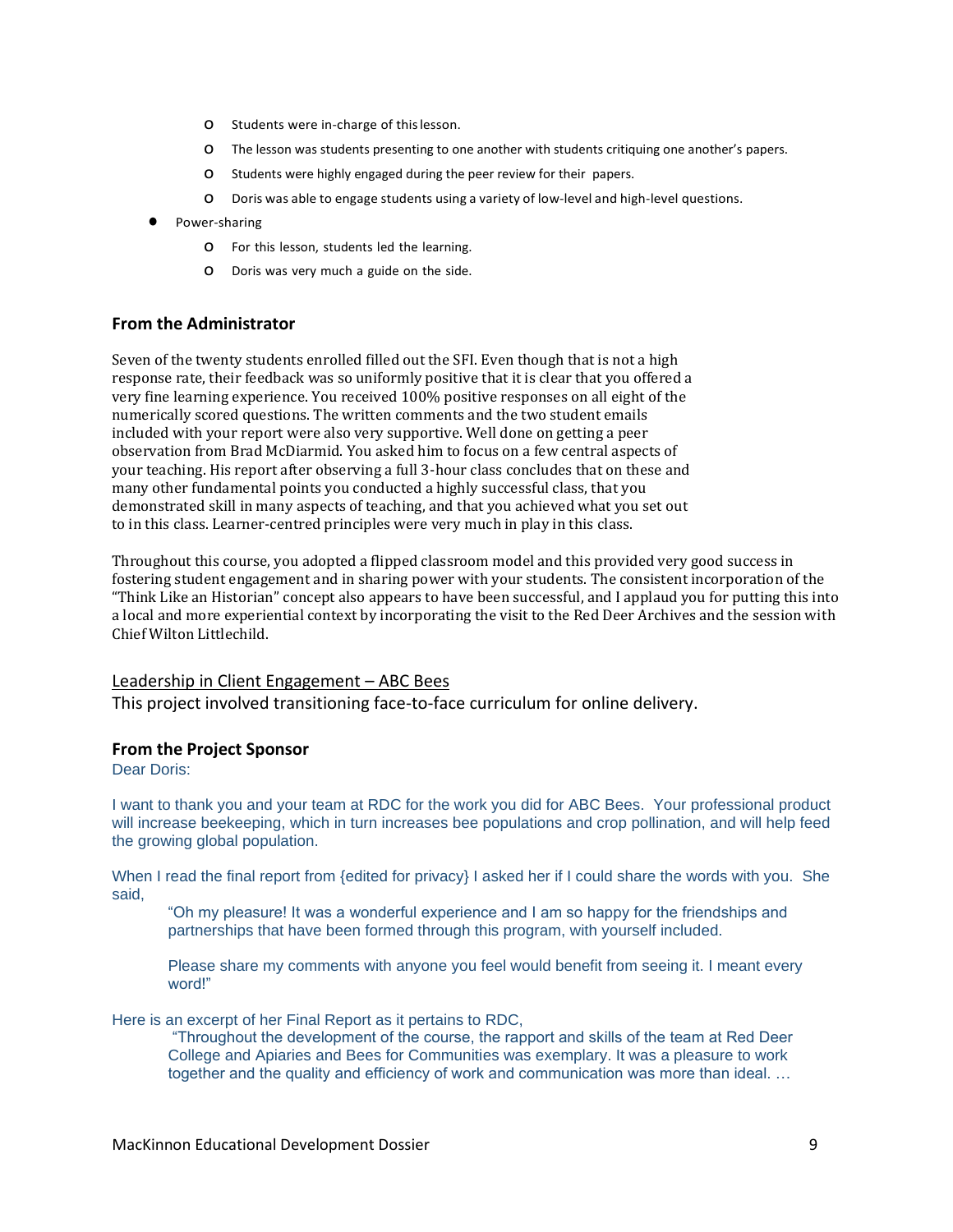- Students were in-charge of this lesson.
  - The lesson was students presenting to one another with students critiquing one another's papers.
  - Students were highly engaged during the peer review for their papers.
  - Doris was able to engage students using a variety of low-level and high-level questions.
- Power-sharing
  - For this lesson, students led the learning.
  - Doris was very much a guide on the side.

### From the Administrator

Seven of the twenty students enrolled filled out the SFI. Even though that is not a high response rate, their feedback was so uniformly positive that it is clear that you offered a very fine learning experience. You received 100% positive responses on all eight of the numerically scored questions. The written comments and the two student emails included with your report were also very supportive. Well done on getting a peer observation from Brad McDiarmid. You asked him to focus on a few central aspects of your teaching. His report after observing a full 3-hour class concludes that on these and many other fundamental points you conducted a highly successful class, that you demonstrated skill in many aspects of teaching, and that you achieved what you set out to in this class. Learner-centred principles were very much in play in this class.

Throughout this course, you adopted a flipped classroom model and this provided very good success in fostering student engagement and in sharing power with your students. The consistent incorporation of the "Think Like an Historian" concept also appears to have been successful, and I applaud you for putting this into a local and more experiential context by incorporating the visit to the Red Deer Archives and the session with Chief Wilton Littlechild.

<u>Leadership in Client Engagement – ABC Bees</u>

This project involved transitioning face-to-face curriculum for online delivery.

### From the Project Sponsor

Dear Doris:

I want to thank you and your team at RDC for the work you did for ABC Bees. Your professional product will increase beekeeping, which in turn increases bee populations and crop pollination, and will help feed the growing global population.

When I read the final report from {edited for privacy} I asked her if I could share the words with you. She said,

> "Oh my pleasure! It was a wonderful experience and I am so happy for the friendships and partnerships that have been formed through this program, with yourself included.
>
> Please share my comments with anyone you feel would benefit from seeing it. I meant every word!"

Here is an excerpt of her Final Report as it pertains to RDC,

> "Throughout the development of the course, the rapport and skills of the team at Red Deer College and Apiaries and Bees for Communities was exemplary. It was a pleasure to work together and the quality and efficiency of work and communication was more than ideal. …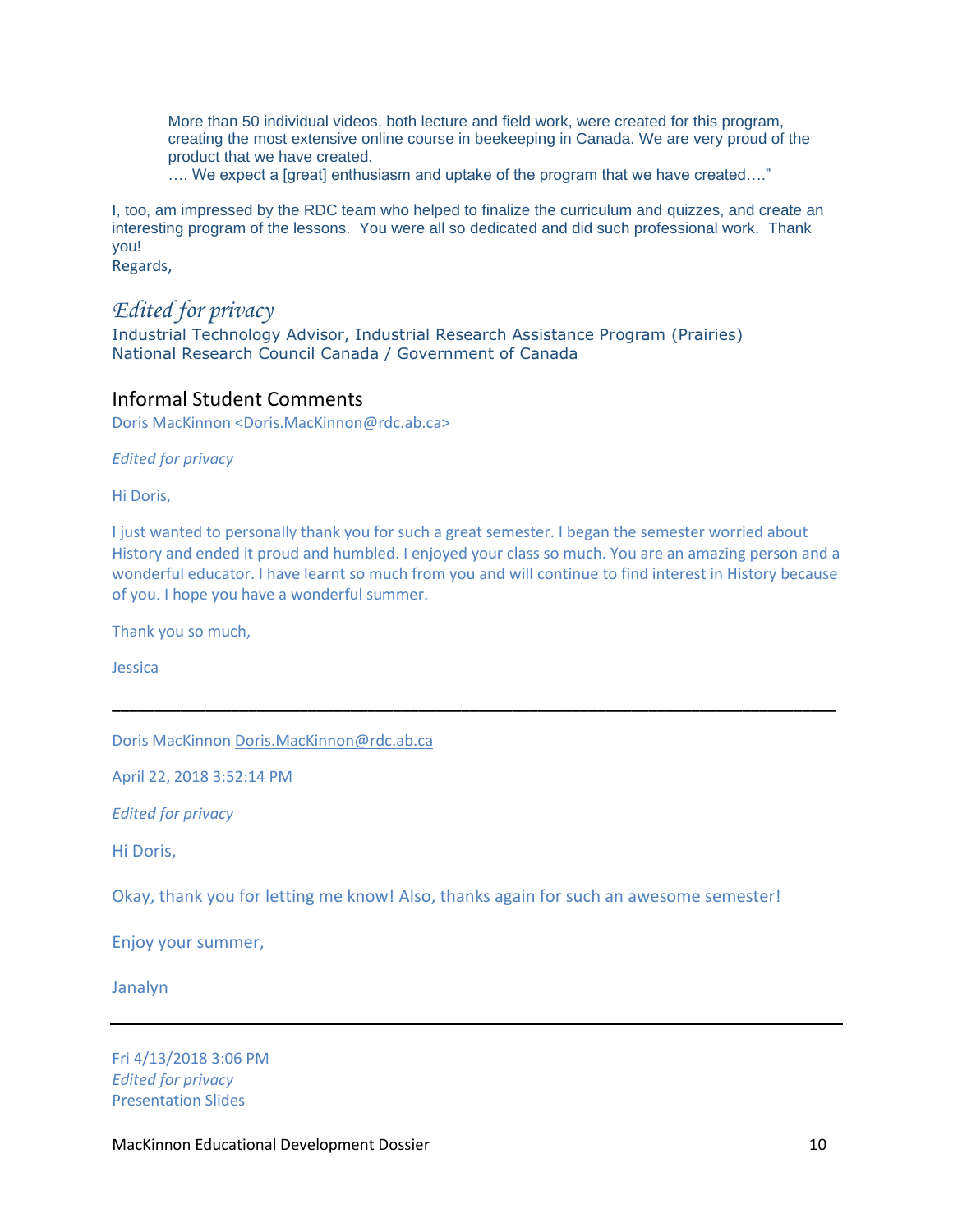> More than 50 individual videos, both lecture and field work, were created for this program, creating the most extensive online course in beekeeping in Canada. We are very proud of the product that we have created.
> …. We expect a [great] enthusiasm and uptake of the program that we have created…."

I, too, am impressed by the RDC team who helped to finalize the curriculum and quizzes, and create an interesting program of the lessons. You were all so dedicated and did such professional work. Thank you!

Regards,

*Edited for privacy*

Industrial Technology Advisor, Industrial Research Assistance Program (Prairies)
National Research Council Canada / Government of Canada

## Informal Student Comments

Doris MacKinnon <Doris.MacKinnon@rdc.ab.ca>

*Edited for privacy*

Hi Doris,

I just wanted to personally thank you for such a great semester. I began the semester worried about History and ended it proud and humbled. I enjoyed your class so much. You are an amazing person and a wonderful educator. I have learnt so much from you and will continue to find interest in History because of you. I hope you have a wonderful summer.

Thank you so much,

Jessica

---

Doris MacKinnon Doris.MacKinnon@rdc.ab.ca

April 22, 2018 3:52:14 PM

*Edited for privacy*

Hi Doris,

Okay, thank you for letting me know! Also, thanks again for such an awesome semester!

Enjoy your summer,

Janalyn

---

Fri 4/13/2018 3:06 PM
*Edited for privacy*
Presentation Slides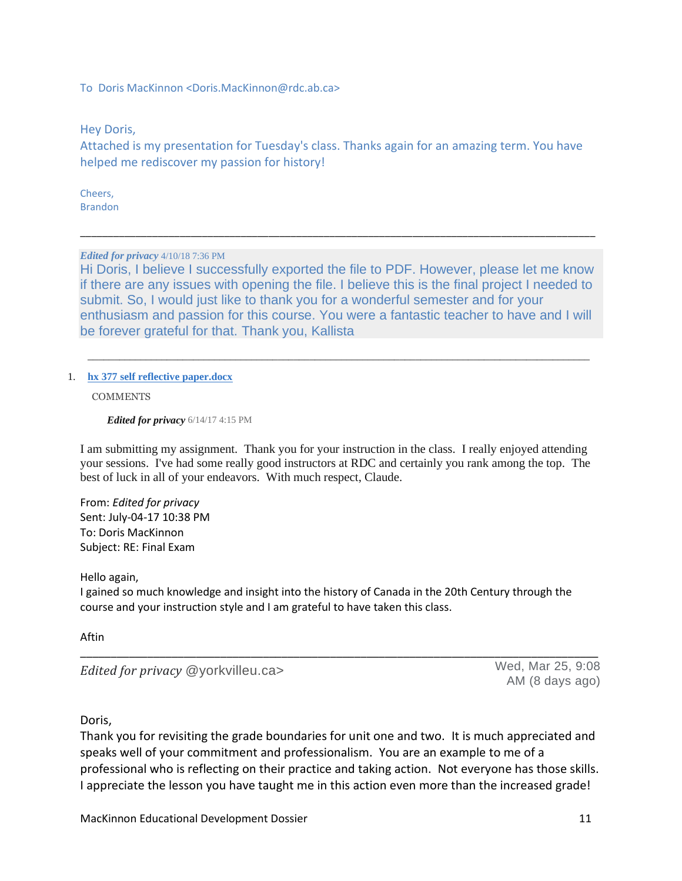To Doris MacKinnon <Doris.MacKinnon@rdc.ab.ca>

Hey Doris,
Attached is my presentation for Tuesday's class. Thanks again for an amazing term. You have helped me rediscover my passion for history!

Cheers,
Brandon

---

*Edited for privacy* 4/10/18 7:36 PM
Hi Doris, I believe I successfully exported the file to PDF. However, please let me know if there are any issues with opening the file. I believe this is the final project I needed to submit. So, I would just like to thank you for a wonderful semester and for your enthusiasm and passion for this course. You were a fantastic teacher to have and I will be forever grateful for that. Thank you, Kallista

---

1. hx 377 self reflective paper.docx

COMMENTS

*Edited for privacy* 6/14/17 4:15 PM

I am submitting my assignment. Thank you for your instruction in the class. I really enjoyed attending your sessions. I've had some really good instructors at RDC and certainly you rank among the top. The best of luck in all of your endeavors. With much respect, Claude.

From: *Edited for privacy*
Sent: July-04-17 10:38 PM
To: Doris MacKinnon
Subject: RE: Final Exam

Hello again,
I gained so much knowledge and insight into the history of Canada in the 20th Century through the course and your instruction style and I am grateful to have taken this class.

Aftin

---

*Edited for privacy* @yorkvilleu.ca> — Wed, Mar 25, 9:08 AM (8 days ago)

Doris,
Thank you for revisiting the grade boundaries for unit one and two. It is much appreciated and speaks well of your commitment and professionalism. You are an example to me of a professional who is reflecting on their practice and taking action. Not everyone has those skills. I appreciate the lesson you have taught me in this action even more than the increased grade!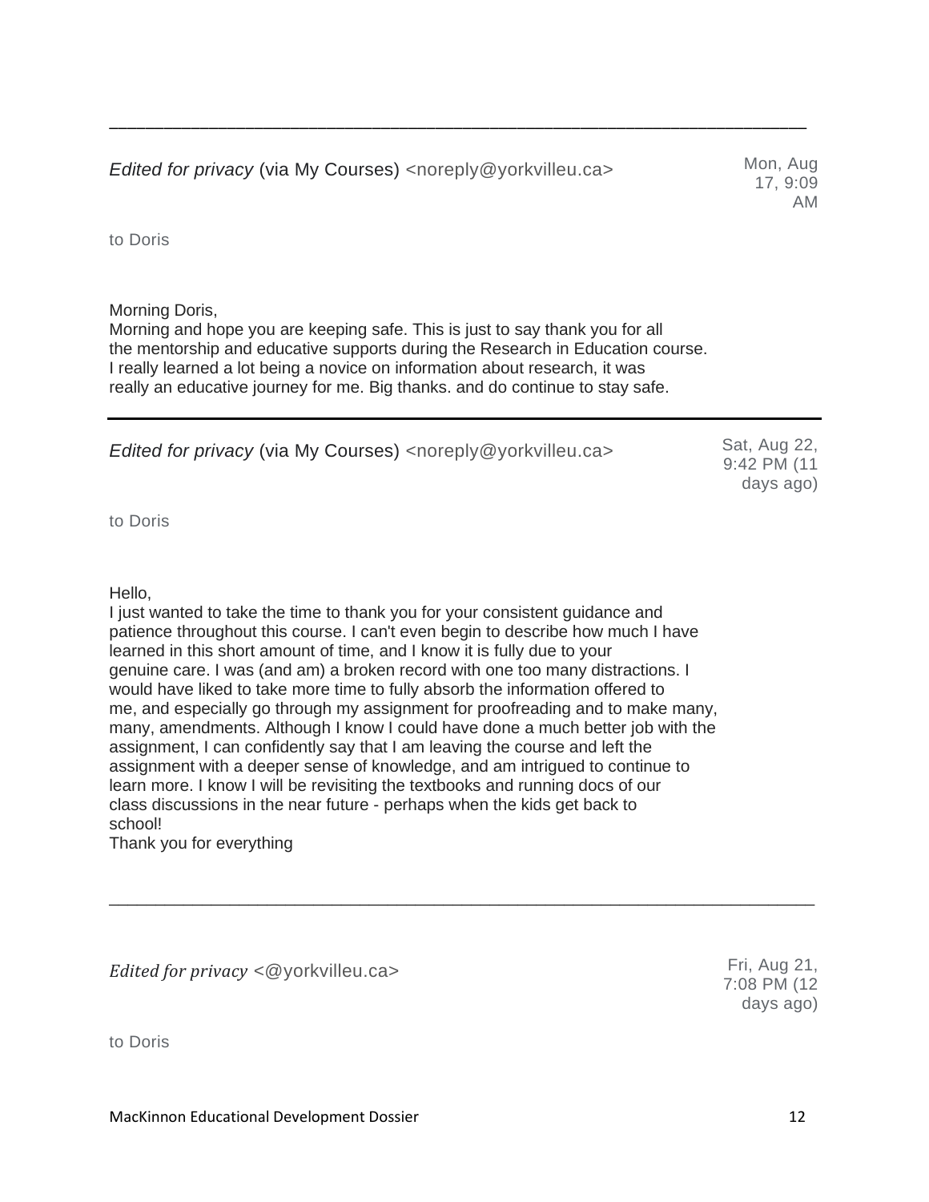---

*Edited for privacy* (via My Courses) <noreply@yorkvilleu.ca>

Mon, Aug 17, 9:09 AM

to Doris

Morning Doris,
Morning and hope you are keeping safe. This is just to say thank you for all the mentorship and educative supports during the Research in Education course. I really learned a lot being a novice on information about research, it was really an educative journey for me. Big thanks. and do continue to stay safe.

---

*Edited for privacy* (via My Courses) <noreply@yorkvilleu.ca>

Sat, Aug 22, 9:42 PM (11 days ago)

to Doris

Hello,
I just wanted to take the time to thank you for your consistent guidance and patience throughout this course. I can't even begin to describe how much I have learned in this short amount of time, and I know it is fully due to your genuine care. I was (and am) a broken record with one too many distractions. I would have liked to take more time to fully absorb the information offered to me, and especially go through my assignment for proofreading and to make many, many, amendments. Although I know I could have done a much better job with the assignment, I can confidently say that I am leaving the course and left the assignment with a deeper sense of knowledge, and am intrigued to continue to learn more. I know I will be revisiting the textbooks and running docs of our class discussions in the near future - perhaps when the kids get back to school!
Thank you for everything

---

*Edited for privacy* <@yorkvilleu.ca>

Fri, Aug 21, 7:08 PM (12 days ago)

to Doris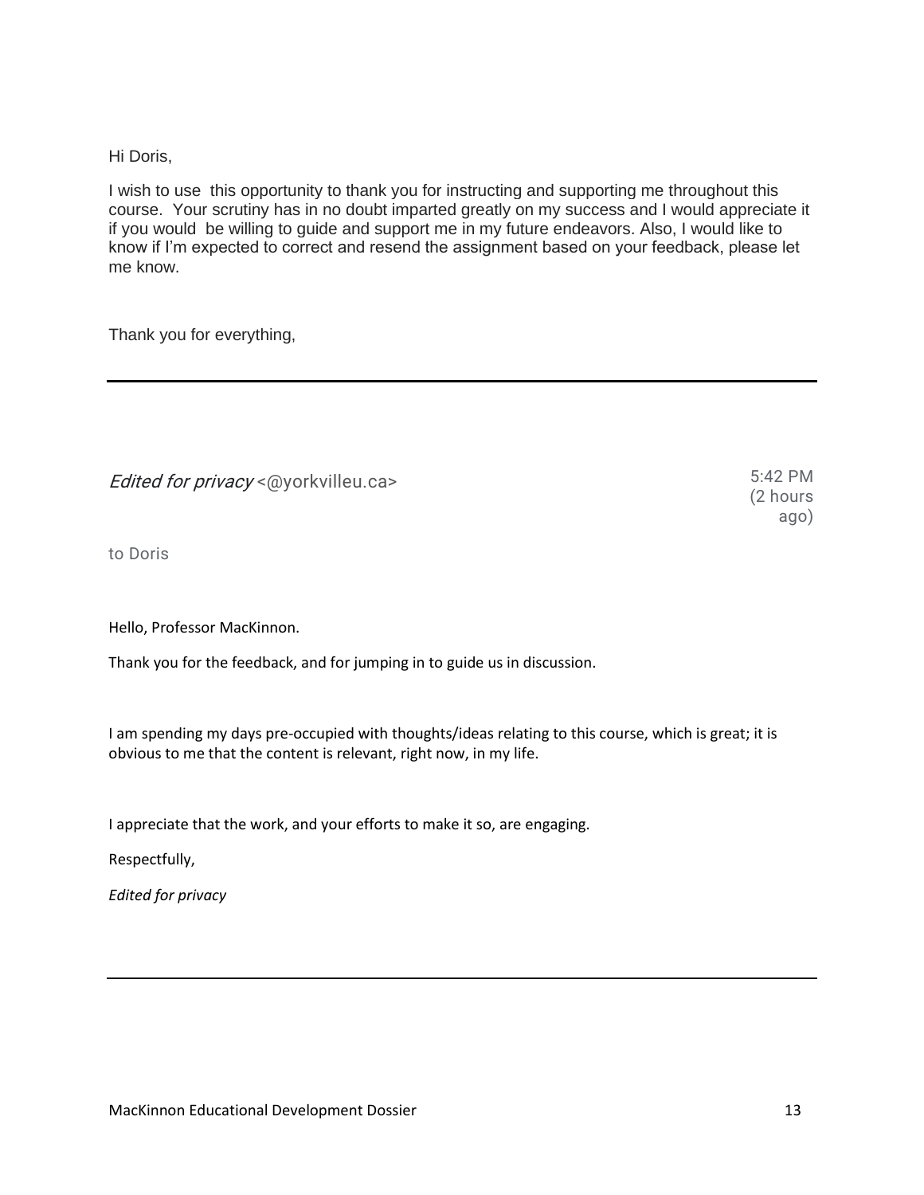Hi Doris,

I wish to use this opportunity to thank you for instructing and supporting me throughout this course. Your scrutiny has in no doubt imparted greatly on my success and I would appreciate it if you would be willing to guide and support me in my future endeavors. Also, I would like to know if I'm expected to correct and resend the assignment based on your feedback, please let me know.

Thank you for everything,

---

*Edited for privacy* <@yorkvilleu.ca>

5:42 PM (2 hours ago)

to Doris

Hello, Professor MacKinnon.

Thank you for the feedback, and for jumping in to guide us in discussion.

I am spending my days pre-occupied with thoughts/ideas relating to this course, which is great; it is obvious to me that the content is relevant, right now, in my life.

I appreciate that the work, and your efforts to make it so, are engaging.

Respectfully,

*Edited for privacy*

---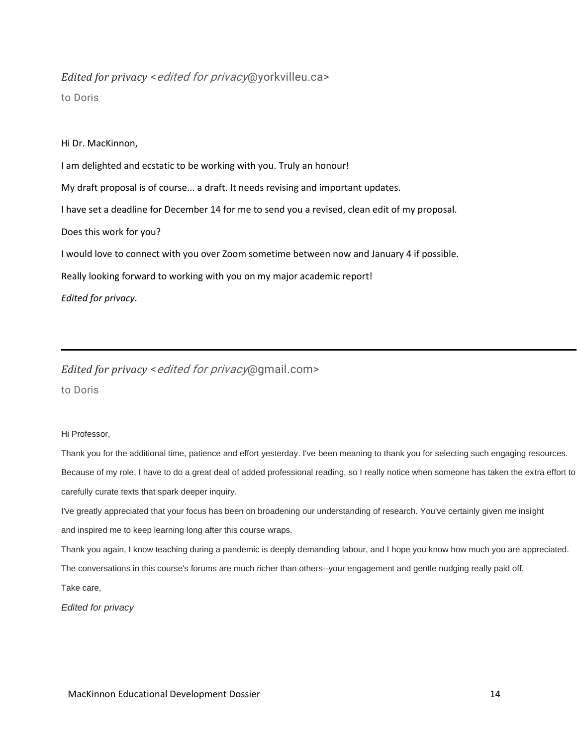*Edited for privacy* <*edited for privacy*@yorkvilleu.ca>

to Doris

Hi Dr. MacKinnon,

I am delighted and ecstatic to be working with you. Truly an honour!

My draft proposal is of course... a draft. It needs revising and important updates.

I have set a deadline for December 14 for me to send you a revised, clean edit of my proposal.

Does this work for you?

I would love to connect with you over Zoom sometime between now and January 4 if possible.

Really looking forward to working with you on my major academic report!

*Edited for privacy*.

---

*Edited for privacy* <*edited for privacy*@gmail.com>

to Doris

Hi Professor,

Thank you for the additional time, patience and effort yesterday. I've been meaning to thank you for selecting such engaging resources. Because of my role, I have to do a great deal of added professional reading, so I really notice when someone has taken the extra effort to carefully curate texts that spark deeper inquiry.

I've greatly appreciated that your focus has been on broadening our understanding of research. You've certainly given me insight and inspired me to keep learning long after this course wraps.

Thank you again, I know teaching during a pandemic is deeply demanding labour, and I hope you know how much you are appreciated.

The conversations in this course's forums are much richer than others--your engagement and gentle nudging really paid off.

Take care,

*Edited for privacy*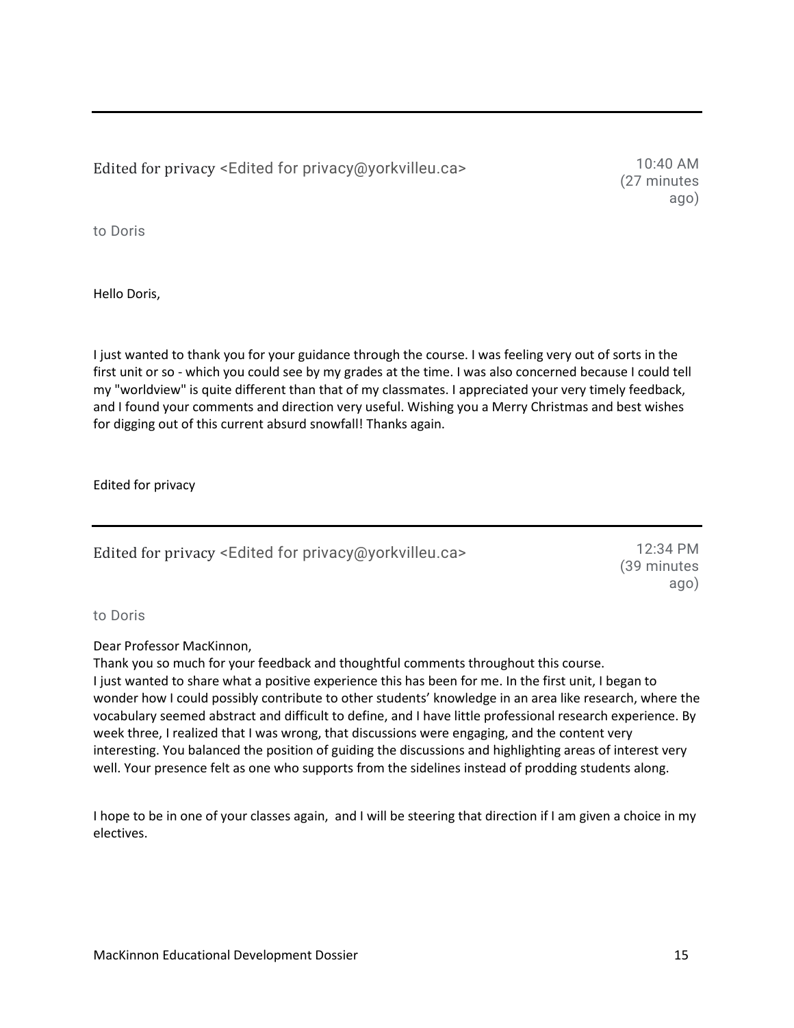---

Edited for privacy <Edited for privacy@yorkvilleu.ca>

10:40 AM (27 minutes ago)

to Doris

Hello Doris,

I just wanted to thank you for your guidance through the course. I was feeling very out of sorts in the first unit or so - which you could see by my grades at the time. I was also concerned because I could tell my "worldview" is quite different than that of my classmates. I appreciated your very timely feedback, and I found your comments and direction very useful. Wishing you a Merry Christmas and best wishes for digging out of this current absurd snowfall! Thanks again.

Edited for privacy

---

Edited for privacy <Edited for privacy@yorkvilleu.ca>

12:34 PM (39 minutes ago)

to Doris

Dear Professor MacKinnon,
Thank you so much for your feedback and thoughtful comments throughout this course.
I just wanted to share what a positive experience this has been for me. In the first unit, I began to wonder how I could possibly contribute to other students' knowledge in an area like research, where the vocabulary seemed abstract and difficult to define, and I have little professional research experience. By week three, I realized that I was wrong, that discussions were engaging, and the content very interesting. You balanced the position of guiding the discussions and highlighting areas of interest very well. Your presence felt as one who supports from the sidelines instead of prodding students along.

I hope to be in one of your classes again, and I will be steering that direction if I am given a choice in my electives.